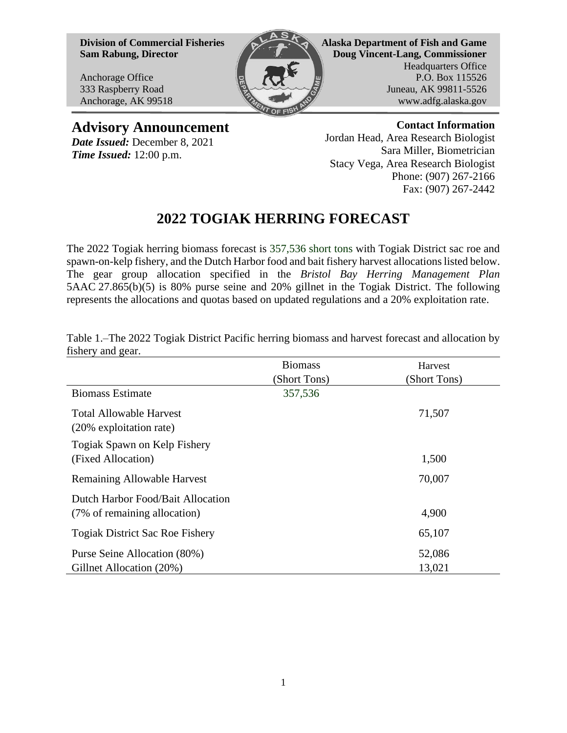**Division of Commercial Fisheries**
**Sam Rabung, Director**

Anchorage Office
333 Raspberry Road
Anchorage, AK 99518

**Alaska Department of Fish and Game**
**Doug Vincent-Lang, Commissioner**

Headquarters Office
P.O. Box 115526
Juneau, AK 99811-5526
www.adfg.alaska.gov

## Advisory Announcement

***Date Issued:*** December 8, 2021
***Time Issued:*** 12:00 p.m.

**Contact Information**
Jordan Head, Area Research Biologist
Sara Miller, Biometrician
Stacy Vega, Area Research Biologist
Phone: (907) 267-2166
Fax: (907) 267-2442

# 2022 TOGIAK HERRING FORECAST

The 2022 Togiak herring biomass forecast is 357,536 short tons with Togiak District sac roe and spawn-on-kelp fishery, and the Dutch Harbor food and bait fishery harvest allocations listed below. The gear group allocation specified in the *Bristol Bay Herring Management Plan* 5AAC 27.865(b)(5) is 80% purse seine and 20% gillnet in the Togiak District. The following represents the allocations and quotas based on updated regulations and a 20% exploitation rate.

Table 1.–The 2022 Togiak District Pacific herring biomass and harvest forecast and allocation by fishery and gear.

| | Biomass (Short Tons) | Harvest (Short Tons) |
|---|---|---|
| Biomass Estimate | 357,536 | |
| Total Allowable Harvest (20% exploitation rate) | | 71,507 |
| Togiak Spawn on Kelp Fishery (Fixed Allocation) | | 1,500 |
| Remaining Allowable Harvest | | 70,007 |
| Dutch Harbor Food/Bait Allocation (7% of remaining allocation) | | 4,900 |
| Togiak District Sac Roe Fishery | | 65,107 |
| Purse Seine Allocation (80%) | | 52,086 |
| Gillnet Allocation (20%) | | 13,021 |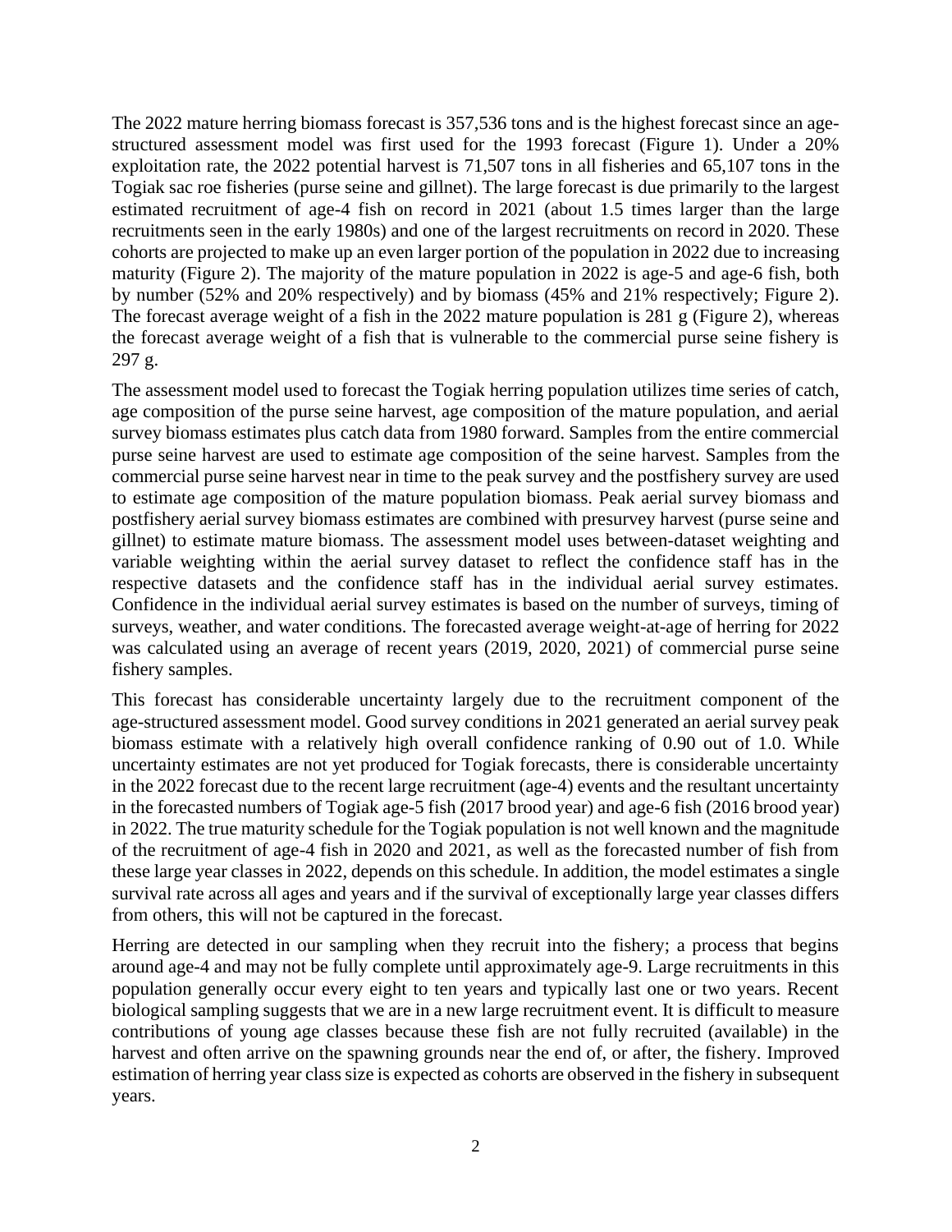The 2022 mature herring biomass forecast is 357,536 tons and is the highest forecast since an age-structured assessment model was first used for the 1993 forecast (Figure 1). Under a 20% exploitation rate, the 2022 potential harvest is 71,507 tons in all fisheries and 65,107 tons in the Togiak sac roe fisheries (purse seine and gillnet). The large forecast is due primarily to the largest estimated recruitment of age-4 fish on record in 2021 (about 1.5 times larger than the large recruitments seen in the early 1980s) and one of the largest recruitments on record in 2020. These cohorts are projected to make up an even larger portion of the population in 2022 due to increasing maturity (Figure 2). The majority of the mature population in 2022 is age-5 and age-6 fish, both by number (52% and 20% respectively) and by biomass (45% and 21% respectively; Figure 2). The forecast average weight of a fish in the 2022 mature population is 281 g (Figure 2), whereas the forecast average weight of a fish that is vulnerable to the commercial purse seine fishery is 297 g.

The assessment model used to forecast the Togiak herring population utilizes time series of catch, age composition of the purse seine harvest, age composition of the mature population, and aerial survey biomass estimates plus catch data from 1980 forward. Samples from the entire commercial purse seine harvest are used to estimate age composition of the seine harvest. Samples from the commercial purse seine harvest near in time to the peak survey and the postfishery survey are used to estimate age composition of the mature population biomass. Peak aerial survey biomass and postfishery aerial survey biomass estimates are combined with presurvey harvest (purse seine and gillnet) to estimate mature biomass. The assessment model uses between-dataset weighting and variable weighting within the aerial survey dataset to reflect the confidence staff has in the respective datasets and the confidence staff has in the individual aerial survey estimates. Confidence in the individual aerial survey estimates is based on the number of surveys, timing of surveys, weather, and water conditions. The forecasted average weight-at-age of herring for 2022 was calculated using an average of recent years (2019, 2020, 2021) of commercial purse seine fishery samples.

This forecast has considerable uncertainty largely due to the recruitment component of the age-structured assessment model. Good survey conditions in 2021 generated an aerial survey peak biomass estimate with a relatively high overall confidence ranking of 0.90 out of 1.0. While uncertainty estimates are not yet produced for Togiak forecasts, there is considerable uncertainty in the 2022 forecast due to the recent large recruitment (age-4) events and the resultant uncertainty in the forecasted numbers of Togiak age-5 fish (2017 brood year) and age-6 fish (2016 brood year) in 2022. The true maturity schedule for the Togiak population is not well known and the magnitude of the recruitment of age-4 fish in 2020 and 2021, as well as the forecasted number of fish from these large year classes in 2022, depends on this schedule. In addition, the model estimates a single survival rate across all ages and years and if the survival of exceptionally large year classes differs from others, this will not be captured in the forecast.

Herring are detected in our sampling when they recruit into the fishery; a process that begins around age-4 and may not be fully complete until approximately age-9. Large recruitments in this population generally occur every eight to ten years and typically last one or two years. Recent biological sampling suggests that we are in a new large recruitment event. It is difficult to measure contributions of young age classes because these fish are not fully recruited (available) in the harvest and often arrive on the spawning grounds near the end of, or after, the fishery. Improved estimation of herring year class size is expected as cohorts are observed in the fishery in subsequent years.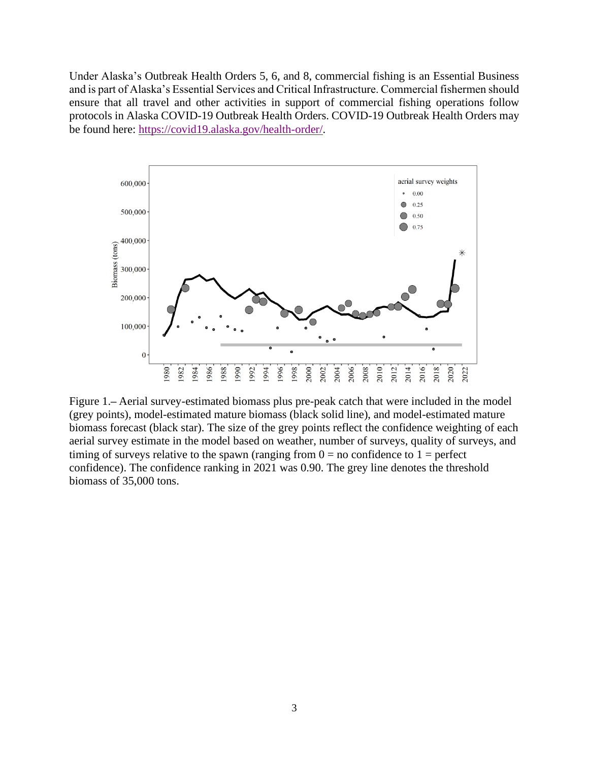Under Alaska's Outbreak Health Orders 5, 6, and 8, commercial fishing is an Essential Business and is part of Alaska's Essential Services and Critical Infrastructure. Commercial fishermen should ensure that all travel and other activities in support of commercial fishing operations follow protocols in Alaska COVID-19 Outbreak Health Orders. COVID-19 Outbreak Health Orders may be found here: [https://covid19.alaska.gov/health-order/](https://covid19.alaska.gov/health-order/).

Figure 1.– Aerial survey-estimated biomass plus pre-peak catch that were included in the model (grey points), model-estimated mature biomass (black solid line), and model-estimated mature biomass forecast (black star). The size of the grey points reflect the confidence weighting of each aerial survey estimate in the model based on weather, number of surveys, quality of surveys, and timing of surveys relative to the spawn (ranging from 0 = no confidence to 1 = perfect confidence). The confidence ranking in 2021 was 0.90. The grey line denotes the threshold biomass of 35,000 tons.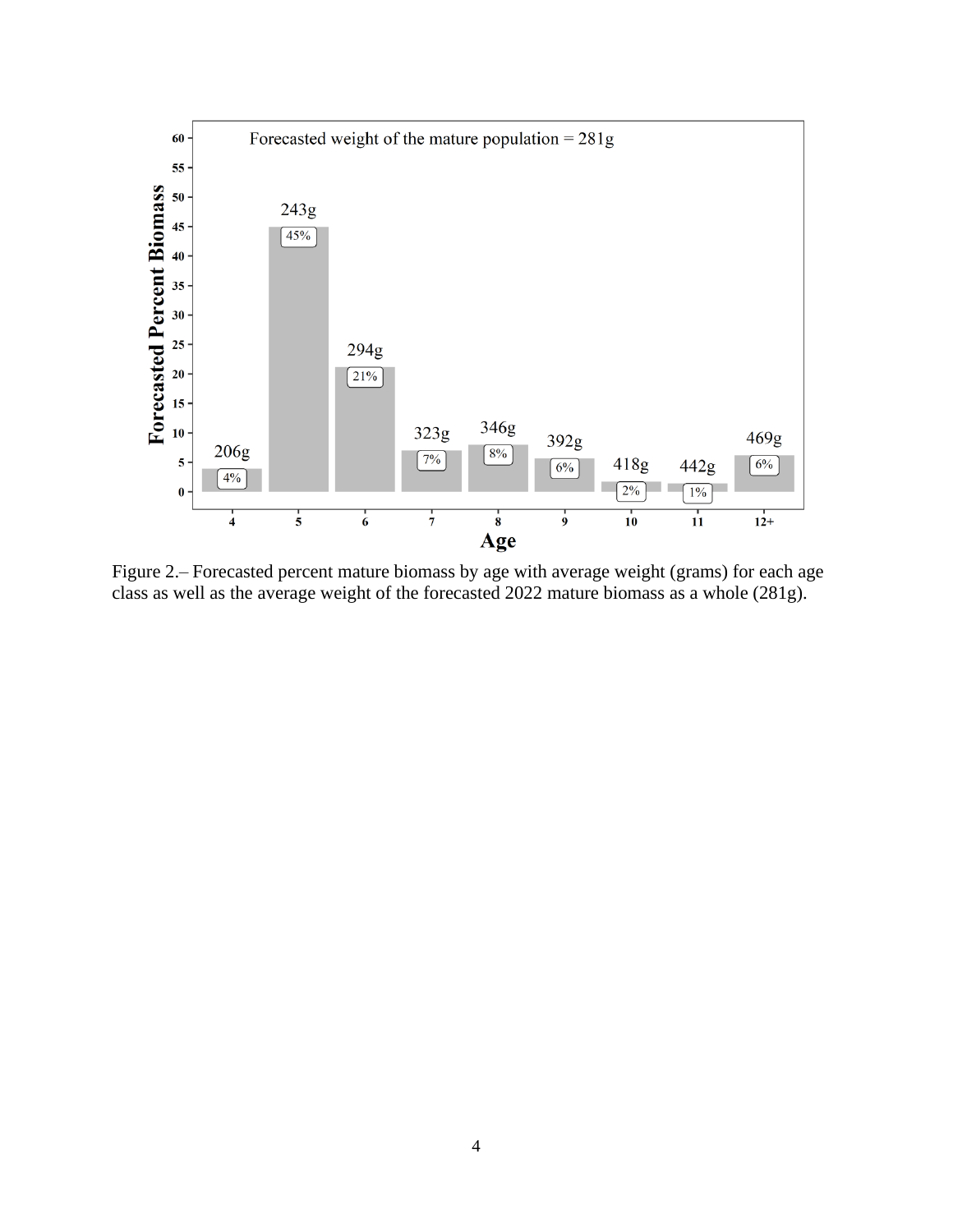Forecasted weight of the mature population = 281g

Forecasted Percent Biomass

60
55
50
45
40
35
30
25
20
15
10
5
0

206g
4%

243g
45%

294g
21%

323g
7%

346g
8%

392g
6%

418g
2%

442g
1%

469g
6%

4
5
6
7
8
9
10
11
12+

Age

Figure 2.– Forecasted percent mature biomass by age with average weight (grams) for each age class as well as the average weight of the forecasted 2022 mature biomass as a whole (281g).